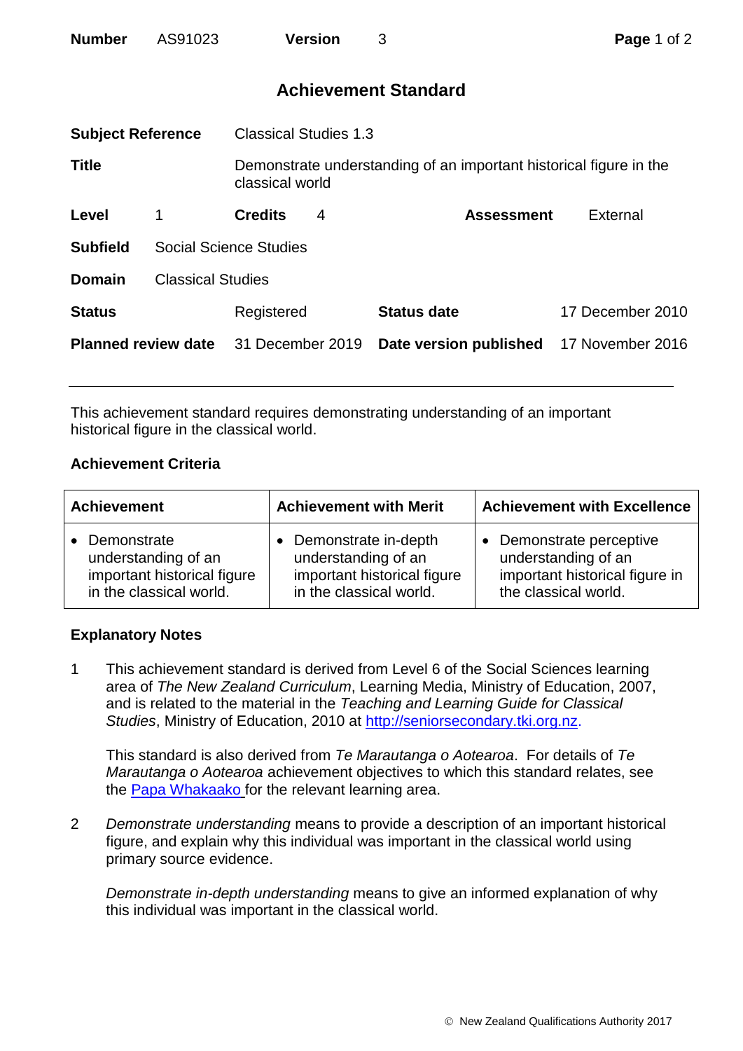**Number** AS91023 **Version** 3

# Achievement Standard

| | |
|---|---|
| **Subject Reference** | Classical Studies 1.3 |
| **Title** | Demonstrate understanding of an important historical figure in the classical world |
| **Level** | 1 |
| **Credits** | 4 |
| **Assessment** | External |
| **Subfield** | Social Science Studies |
| **Domain** | Classical Studies |
| **Status** | Registered |
| **Status date** | 17 December 2010 |
| **Planned review date** | 31 December 2019 |
| **Date version published** | 17 November 2016 |

This achievement standard requires demonstrating understanding of an important historical figure in the classical world.

## Achievement Criteria

| Achievement | Achievement with Merit | Achievement with Excellence |
|---|---|---|
| • Demonstrate understanding of an important historical figure in the classical world. | • Demonstrate in-depth understanding of an important historical figure in the classical world. | • Demonstrate perceptive understanding of an important historical figure in the classical world. |

## Explanatory Notes

1 This achievement standard is derived from Level 6 of the Social Sciences learning area of *The New Zealand Curriculum*, Learning Media, Ministry of Education, 2007, and is related to the material in the *Teaching and Learning Guide for Classical Studies*, Ministry of Education, 2010 at http://seniorsecondary.tki.org.nz.

This standard is also derived from *Te Marautanga o Aotearoa*. For details of *Te Marautanga o Aotearoa* achievement objectives to which this standard relates, see the Papa Whakaako for the relevant learning area.

2 *Demonstrate understanding* means to provide a description of an important historical figure, and explain why this individual was important in the classical world using primary source evidence.

*Demonstrate in-depth understanding* means to give an informed explanation of why this individual was important in the classical world.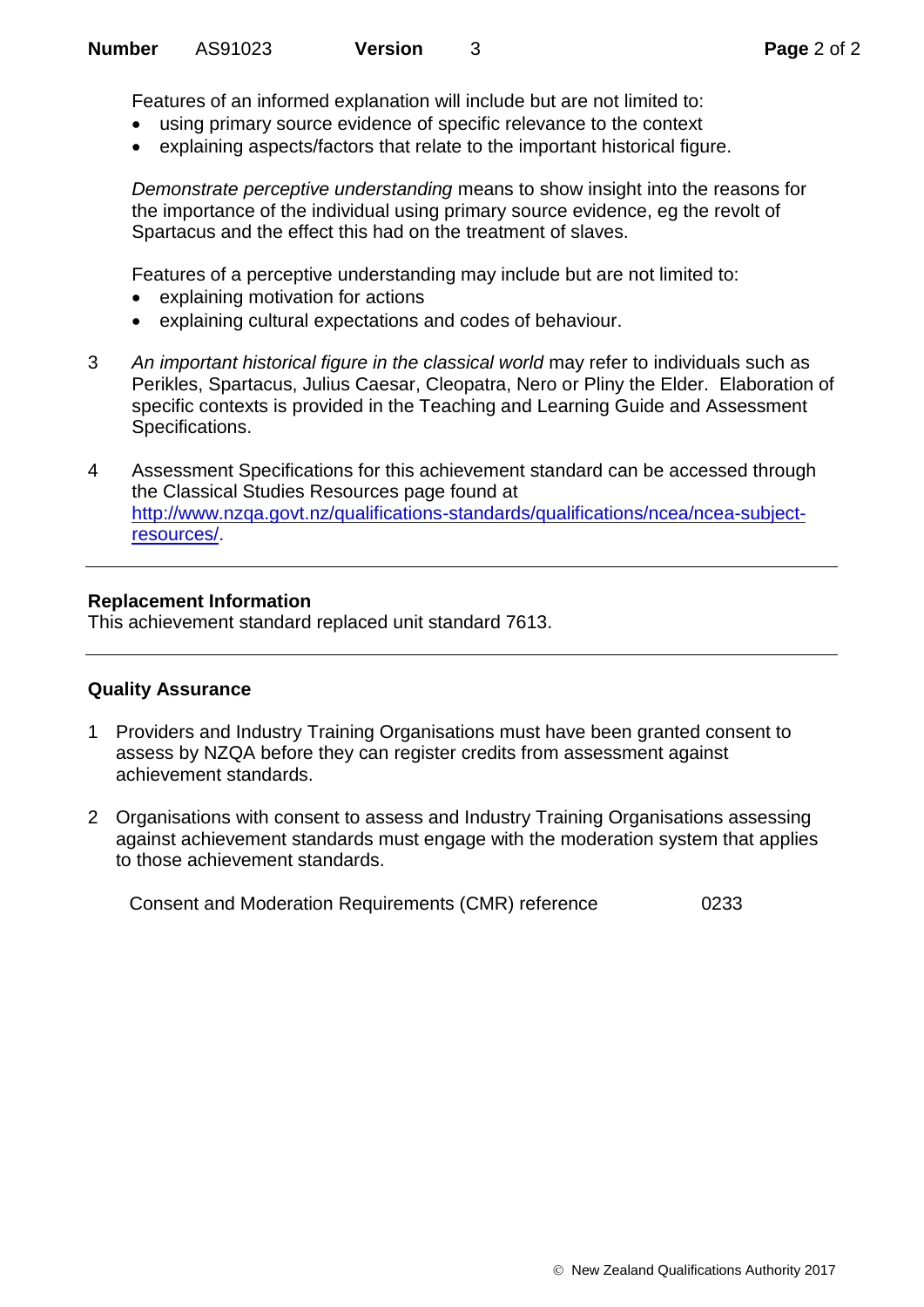Features of an informed explanation will include but are not limited to:

- using primary source evidence of specific relevance to the context
- explaining aspects/factors that relate to the important historical figure.

*Demonstrate perceptive understanding* means to show insight into the reasons for the importance of the individual using primary source evidence, eg the revolt of Spartacus and the effect this had on the treatment of slaves.

Features of a perceptive understanding may include but are not limited to:

- explaining motivation for actions
- explaining cultural expectations and codes of behaviour.

3 *An important historical figure in the classical world* may refer to individuals such as Perikles, Spartacus, Julius Caesar, Cleopatra, Nero or Pliny the Elder. Elaboration of specific contexts is provided in the Teaching and Learning Guide and Assessment Specifications.

4 Assessment Specifications for this achievement standard can be accessed through the Classical Studies Resources page found at [http://www.nzqa.govt.nz/qualifications-standards/qualifications/ncea/ncea-subject-resources/](http://www.nzqa.govt.nz/qualifications-standards/qualifications/ncea/ncea-subject-resources/).

---

**Replacement Information**

This achievement standard replaced unit standard 7613.

---

**Quality Assurance**

1 Providers and Industry Training Organisations must have been granted consent to assess by NZQA before they can register credits from assessment against achievement standards.

2 Organisations with consent to assess and Industry Training Organisations assessing against achievement standards must engage with the moderation system that applies to those achievement standards.

Consent and Moderation Requirements (CMR) reference 0233

© New Zealand Qualifications Authority 2017